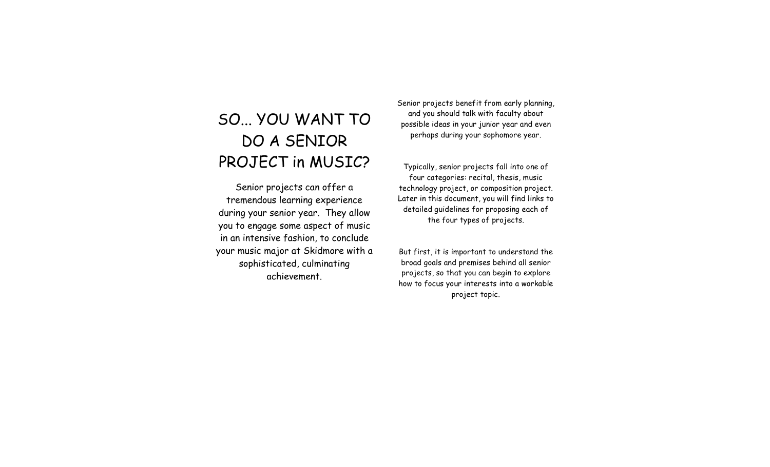# SO... YOU WANT TO DO A SENIOR PROJECT in MUSIC?

Senior projects can offer a tremendous learning experience during your senior year. They allow you to engage some aspect of music in an intensive fashion, to conclude your music major at Skidmore with a sophisticated, culminating achievement.

Senior projects benefit from early planning, and you should talk with faculty about possible ideas in your junior year and even perhaps during your sophomore year.

Typically, senior projects fall into one of four categories: recital, thesis, music technology project, or composition project. Later in this document, you will find links to detailed guidelines for proposing each of the four types of projects.

But first, it is important to understand the broad goals and premises behind all senior projects, so that you can begin to explore how to focus your interests into a workable project topic.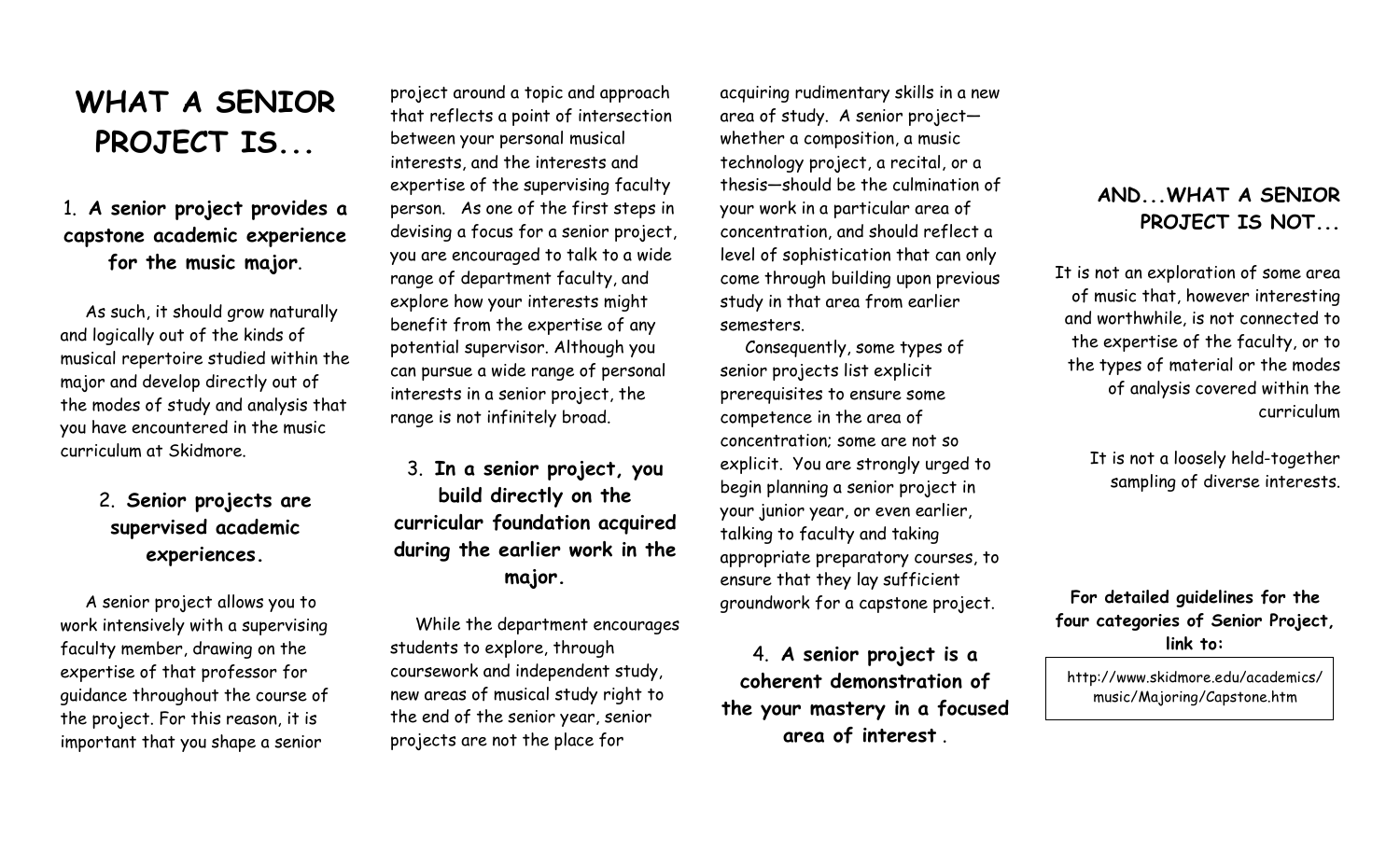# WHAT A SENIOR PROJECT IS...

## 1. **A senior project provides a capstone academic experience for the music major**.

As such, it should grow naturally and logically out of the kinds of musical repertoire studied within the major and develop directly out of the modes of study and analysis that you have encountered in the music curriculum at Skidmore.

## 2. **Senior projects are supervised academic experiences.**

A senior project allows you to work intensively with a supervising faculty member, drawing on the expertise of that professor for guidance throughout the course of the project. For this reason, it is important that you shape a senior project around a topic and approach that reflects a point of intersection between your personal musical interests, and the interests and expertise of the supervising faculty person. As one of the first steps in devising a focus for a senior project, you are encouraged to talk to a wide range of department faculty, and explore how your interests might benefit from the expertise of any potential supervisor. Although you can pursue a wide range of personal interests in a senior project, the range is not infinitely broad.

## 3. **In a senior project, you build directly on the curricular foundation acquired during the earlier work in the major.**

While the department encourages students to explore, through coursework and independent study, new areas of musical study right to the end of the senior year, senior projects are not the place for acquiring rudimentary skills in a new area of study. A senior project—whether a composition, a music technology project, a recital, or a thesis—should be the culmination of your work in a particular area of concentration, and should reflect a level of sophistication that can only come through building upon previous study in that area from earlier semesters.

Consequently, some types of senior projects list explicit prerequisites to ensure some competence in the area of concentration; some are not so explicit. You are strongly urged to begin planning a senior project in your junior year, or even earlier, talking to faculty and taking appropriate preparatory courses, to ensure that they lay sufficient groundwork for a capstone project.

## 4. **A senior project is a coherent demonstration of the your mastery in a focused area of interest** .

## AND...WHAT A SENIOR PROJECT IS NOT...

It is not an exploration of some area of music that, however interesting and worthwhile, is not connected to the expertise of the faculty, or to the types of material or the modes of analysis covered within the curriculum

It is not a loosely held-together sampling of diverse interests.

**For detailed guidelines for the four categories of Senior Project, link to:**

http://www.skidmore.edu/academics/music/Majoring/Capstone.htm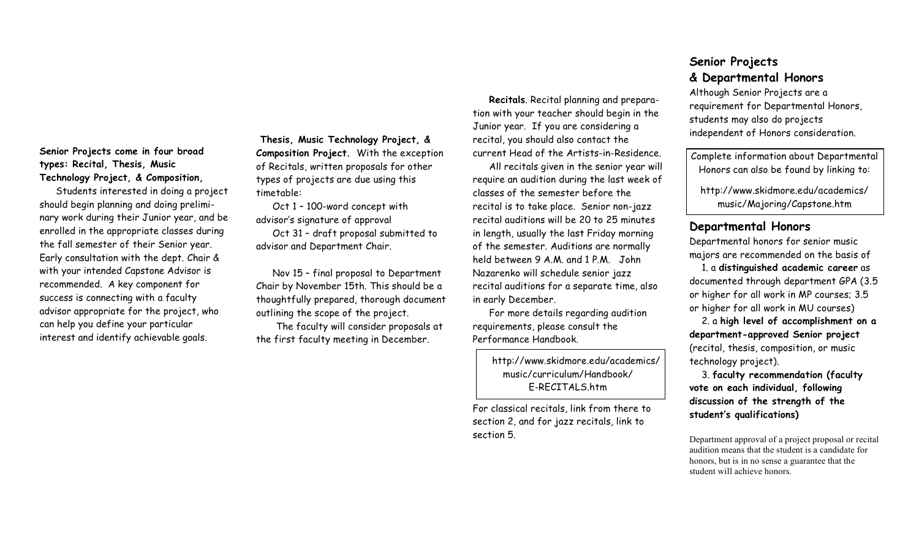**Senior Projects come in four broad types: Recital, Thesis, Music Technology Project, & Composition,**

Students interested in doing a project should begin planning and doing preliminary work during their Junior year, and be enrolled in the appropriate classes during the fall semester of their Senior year. Early consultation with the dept. Chair & with your intended Capstone Advisor is recommended. A key component for success is connecting with a faculty advisor appropriate for the project, who can help you define your particular interest and identify achievable goals.

**Thesis, Music Technology Project, & Composition Project.** With the exception of Recitals, written proposals for other types of projects are due using this timetable:

Oct 1 – 100-word concept with advisor's signature of approval

Oct 31 – draft proposal submitted to advisor and Department Chair.

Nov 15 – final proposal to Department Chair by November 15th. This should be a thoughtfully prepared, thorough document outlining the scope of the project.

The faculty will consider proposals at the first faculty meeting in December.

**Recitals**. Recital planning and preparation with your teacher should begin in the Junior year. If you are considering a recital, you should also contact the current Head of the Artists-in-Residence.

All recitals given in the senior year will require an audition during the last week of classes of the semester before the recital is to take place. Senior non-jazz recital auditions will be 20 to 25 minutes in length, usually the last Friday morning of the semester. Auditions are normally held between 9 A.M. and 1 P.M. John Nazarenko will schedule senior jazz recital auditions for a separate time, also in early December.

For more details regarding audition requirements, please consult the Performance Handbook.

http://www.skidmore.edu/academics/music/curriculum/Handbook/E-RECITALS.htm

For classical recitals, link from there to section 2, and for jazz recitals, link to section 5.

## Senior Projects & Departmental Honors

Although Senior Projects are a requirement for Departmental Honors, students may also do projects independent of Honors consideration.

Complete information about Departmental Honors can also be found by linking to:

http://www.skidmore.edu/academics/music/Majoring/Capstone.htm

## Departmental Honors

Departmental honors for senior music majors are recommended on the basis of

1. a **distinguished academic career** as documented through department GPA (3.5 or higher for all work in MP courses; 3.5 or higher for all work in MU courses)
2. a **high level of accomplishment on a department-approved Senior project** (recital, thesis, composition, or music technology project).
3. **faculty recommendation (faculty vote on each individual, following discussion of the strength of the student's qualifications)**

Department approval of a project proposal or recital audition means that the student is a candidate for honors, but is in no sense a guarantee that the student will achieve honors.